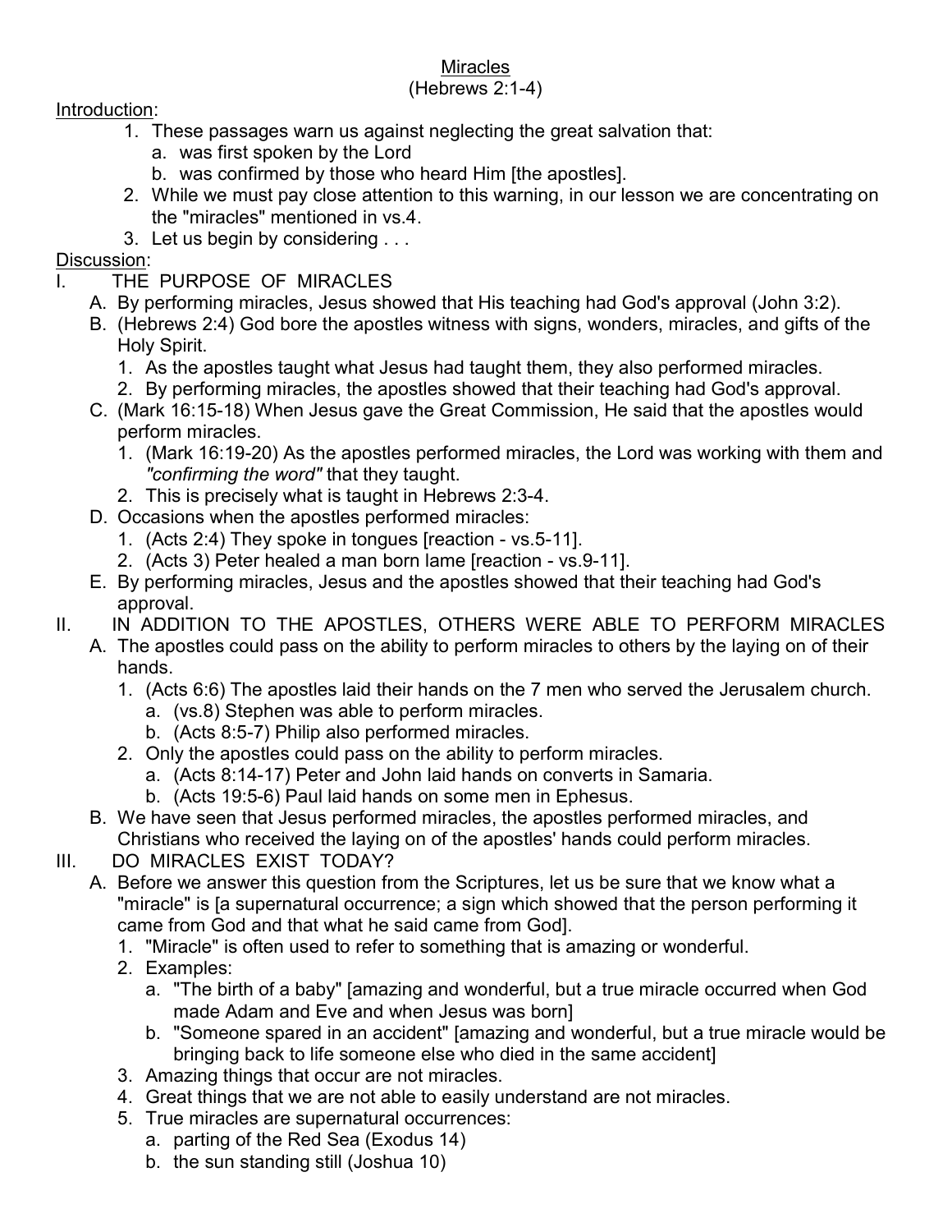# Miracles

(Hebrews 2:1-4)

Introduction:

1. These passages warn us against neglecting the great salvation that:
   a. was first spoken by the Lord
   b. was confirmed by those who heard Him [the apostles].
2. While we must pay close attention to this warning, in our lesson we are concentrating on the "miracles" mentioned in vs.4.
3. Let us begin by considering . . .

Discussion:

I. THE PURPOSE OF MIRACLES

A. By performing miracles, Jesus showed that His teaching had God's approval (John 3:2).

B. (Hebrews 2:4) God bore the apostles witness with signs, wonders, miracles, and gifts of the Holy Spirit.
   1. As the apostles taught what Jesus had taught them, they also performed miracles.
   2. By performing miracles, the apostles showed that their teaching had God's approval.

C. (Mark 16:15-18) When Jesus gave the Great Commission, He said that the apostles would perform miracles.
   1. (Mark 16:19-20) As the apostles performed miracles, the Lord was working with them and *"confirming the word"* that they taught.
   2. This is precisely what is taught in Hebrews 2:3-4.

D. Occasions when the apostles performed miracles:
   1. (Acts 2:4) They spoke in tongues [reaction - vs.5-11].
   2. (Acts 3) Peter healed a man born lame [reaction - vs.9-11].

E. By performing miracles, Jesus and the apostles showed that their teaching had God's approval.

II. IN ADDITION TO THE APOSTLES, OTHERS WERE ABLE TO PERFORM MIRACLES

A. The apostles could pass on the ability to perform miracles to others by the laying on of their hands.
   1. (Acts 6:6) The apostles laid their hands on the 7 men who served the Jerusalem church.
      a. (vs.8) Stephen was able to perform miracles.
      b. (Acts 8:5-7) Philip also performed miracles.
   2. Only the apostles could pass on the ability to perform miracles.
      a. (Acts 8:14-17) Peter and John laid hands on converts in Samaria.
      b. (Acts 19:5-6) Paul laid hands on some men in Ephesus.

B. We have seen that Jesus performed miracles, the apostles performed miracles, and Christians who received the laying on of the apostles' hands could perform miracles.

III. DO MIRACLES EXIST TODAY?

A. Before we answer this question from the Scriptures, let us be sure that we know what a "miracle" is [a supernatural occurrence; a sign which showed that the person performing it came from God and that what he said came from God].
   1. "Miracle" is often used to refer to something that is amazing or wonderful.
   2. Examples:
      a. "The birth of a baby" [amazing and wonderful, but a true miracle occurred when God made Adam and Eve and when Jesus was born]
      b. "Someone spared in an accident" [amazing and wonderful, but a true miracle would be bringing back to life someone else who died in the same accident]
   3. Amazing things that occur are not miracles.
   4. Great things that we are not able to easily understand are not miracles.
   5. True miracles are supernatural occurrences:
      a. parting of the Red Sea (Exodus 14)
      b. the sun standing still (Joshua 10)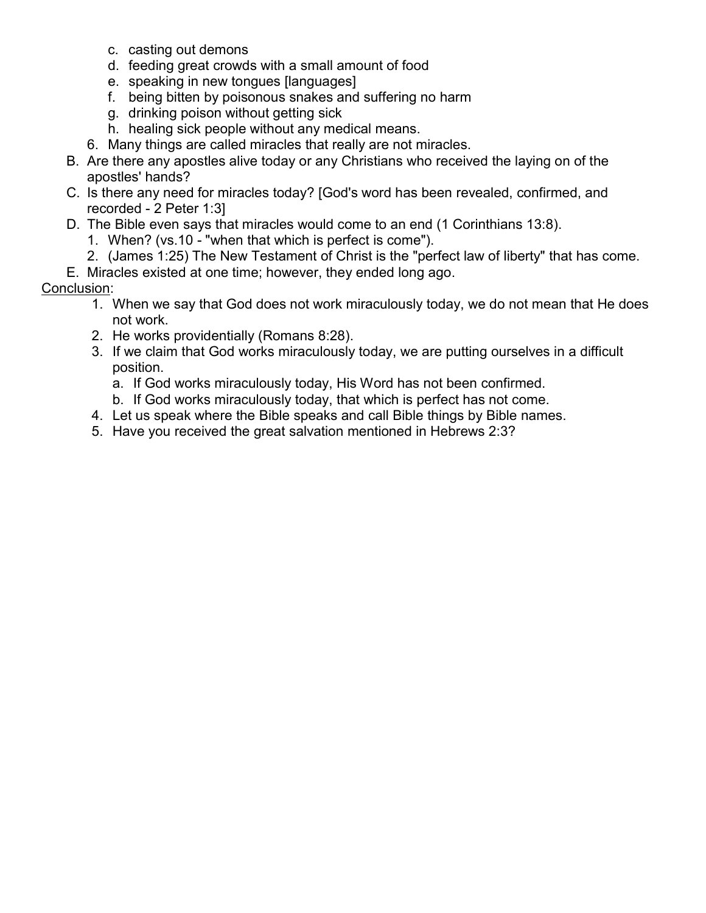c. casting out demons
   d. feeding great crowds with a small amount of food
   e. speaking in new tongues [languages]
   f. being bitten by poisonous snakes and suffering no harm
   g. drinking poison without getting sick
   h. healing sick people without any medical means.
6. Many things are called miracles that really are not miracles.

B. Are there any apostles alive today or any Christians who received the laying on of the apostles' hands?

C. Is there any need for miracles today? [God's word has been revealed, confirmed, and recorded - 2 Peter 1:3]

D. The Bible even says that miracles would come to an end (1 Corinthians 13:8).
   1. When? (vs.10 - "when that which is perfect is come").
   2. (James 1:25) The New Testament of Christ is the "perfect law of liberty" that has come.

E. Miracles existed at one time; however, they ended long ago.

<u>Conclusion</u>:

1. When we say that God does not work miraculously today, we do not mean that He does not work.
2. He works providentially (Romans 8:28).
3. If we claim that God works miraculously today, we are putting ourselves in a difficult position.
   a. If God works miraculously today, His Word has not been confirmed.
   b. If God works miraculously today, that which is perfect has not come.
4. Let us speak where the Bible speaks and call Bible things by Bible names.
5. Have you received the great salvation mentioned in Hebrews 2:3?